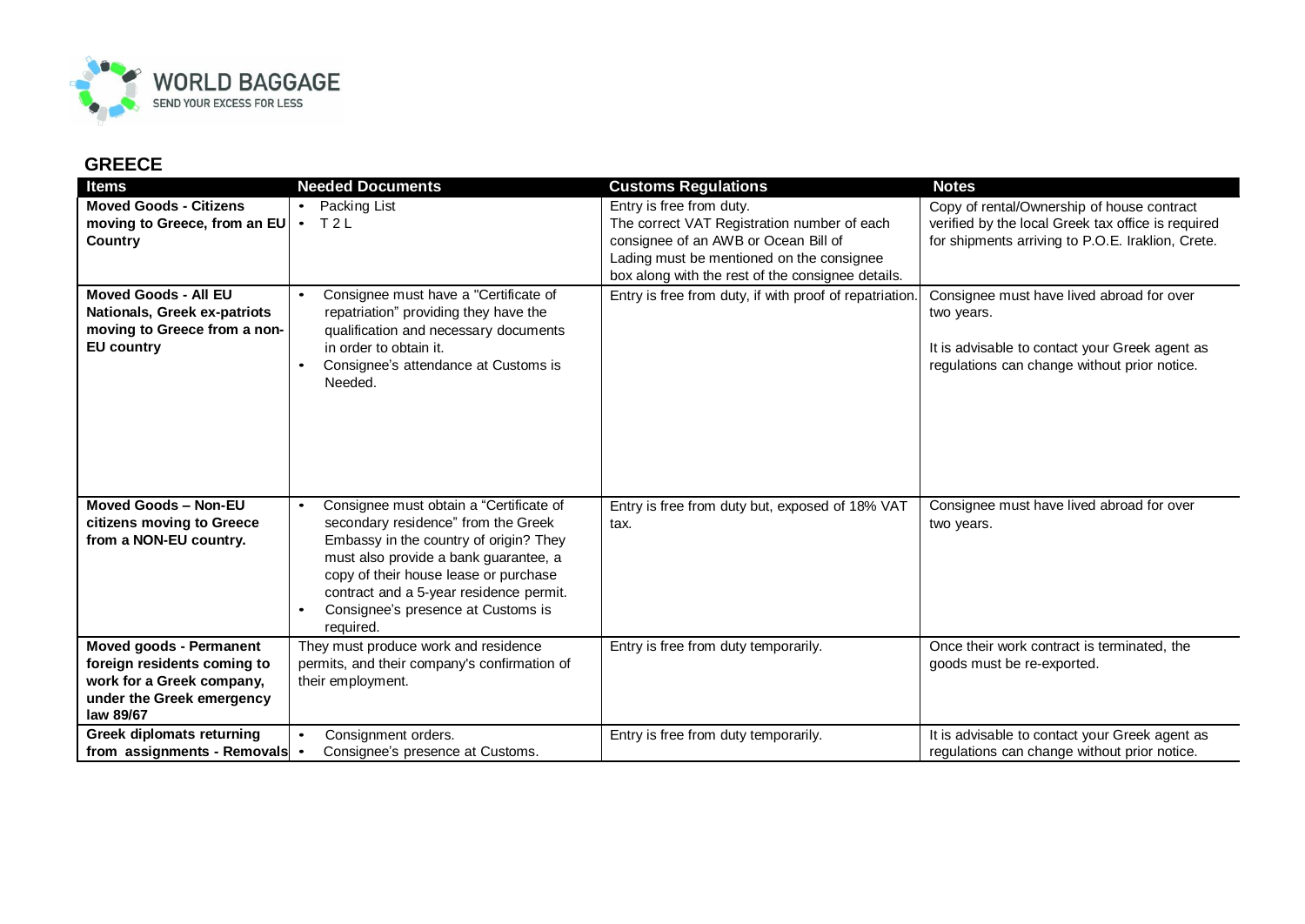## GREECE

| Items | Needed Documents | Customs Regulations | Notes |
|---|---|---|---|
| **Moved Goods - Citizens moving to Greece, from an EU Country** | • Packing List<br>• T 2 L | Entry is free from duty.<br>The correct VAT Registration number of each consignee of an AWB or Ocean Bill of Lading must be mentioned on the consignee box along with the rest of the consignee details. | Copy of rental/Ownership of house contract verified by the local Greek tax office is required for shipments arriving to P.O.E. Iraklion, Crete. |
| **Moved Goods - All EU Nationals, Greek ex-patriots moving to Greece from a non-EU country** | • Consignee must have a "Certificate of repatriation" providing they have the qualification and necessary documents in order to obtain it.<br>• Consignee's attendance at Customs is Needed. | Entry is free from duty, if with proof of repatriation. | Consignee must have lived abroad for over two years.<br><br>It is advisable to contact your Greek agent as regulations can change without prior notice. |
| **Moved Goods – Non-EU citizens moving to Greece from a NON-EU country.** | • Consignee must obtain a "Certificate of secondary residence" from the Greek Embassy in the country of origin? They must also provide a bank guarantee, a copy of their house lease or purchase contract and a 5-year residence permit.<br>• Consignee's presence at Customs is required. | Entry is free from duty but, exposed of 18% VAT tax. | Consignee must have lived abroad for over two years. |
| **Moved goods - Permanent foreign residents coming to work for a Greek company, under the Greek emergency law 89/67** | They must produce work and residence permits, and their company's confirmation of their employment. | Entry is free from duty temporarily. | Once their work contract is terminated, the goods must be re-exported. |
| **Greek diplomats returning from assignments - Removals** | • Consignment orders.<br>• Consignee's presence at Customs. | Entry is free from duty temporarily. | It is advisable to contact your Greek agent as regulations can change without prior notice. |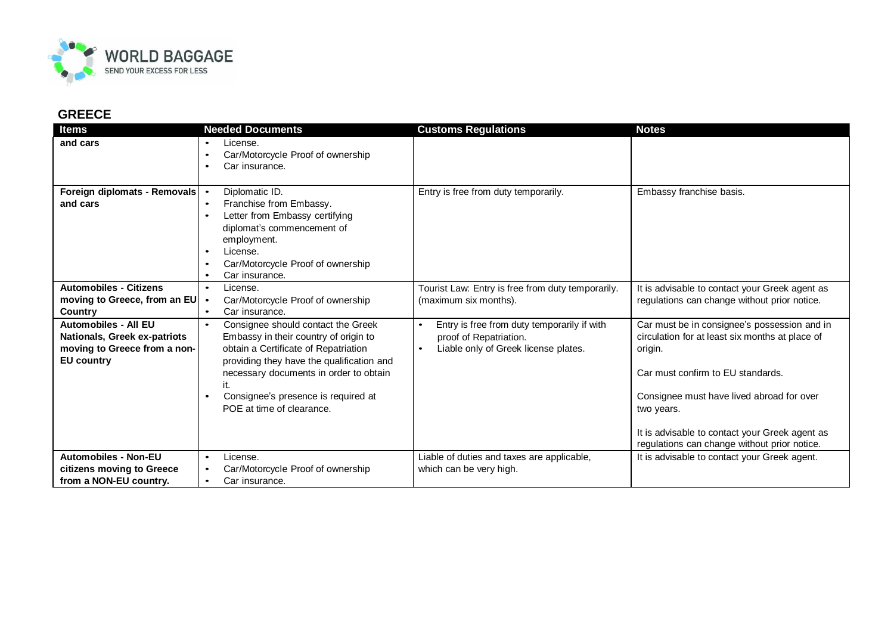## GREECE

| Items | Needed Documents | Customs Regulations | Notes |
|---|---|---|---|
| **and cars** | • License.<br>• Car/Motorcycle Proof of ownership<br>• Car insurance. | | |
| **Foreign diplomats - Removals and cars** | • Diplomatic ID.<br>• Franchise from Embassy.<br>• Letter from Embassy certifying diplomat's commencement of employment.<br>• License.<br>• Car/Motorcycle Proof of ownership<br>• Car insurance. | Entry is free from duty temporarily. | Embassy franchise basis. |
| **Automobiles - Citizens moving to Greece, from an EU Country** | • License.<br>• Car/Motorcycle Proof of ownership<br>• Car insurance. | Tourist Law: Entry is free from duty temporarily. (maximum six months). | It is advisable to contact your Greek agent as regulations can change without prior notice. |
| **Automobiles - All EU Nationals, Greek ex-patriots moving to Greece from a non-EU country** | • Consignee should contact the Greek Embassy in their country of origin to obtain a Certificate of Repatriation providing they have the qualification and necessary documents in order to obtain it.<br>• Consignee's presence is required at POE at time of clearance. | • Entry is free from duty temporarily if with proof of Repatriation.<br>• Liable only of Greek license plates. | Car must be in consignee's possession and in circulation for at least six months at place of origin.<br><br>Car must confirm to EU standards.<br><br>Consignee must have lived abroad for over two years.<br><br>It is advisable to contact your Greek agent as regulations can change without prior notice. |
| **Automobiles - Non-EU citizens moving to Greece from a NON-EU country.** | • License.<br>• Car/Motorcycle Proof of ownership<br>• Car insurance. | Liable of duties and taxes are applicable, which can be very high. | It is advisable to contact your Greek agent. |